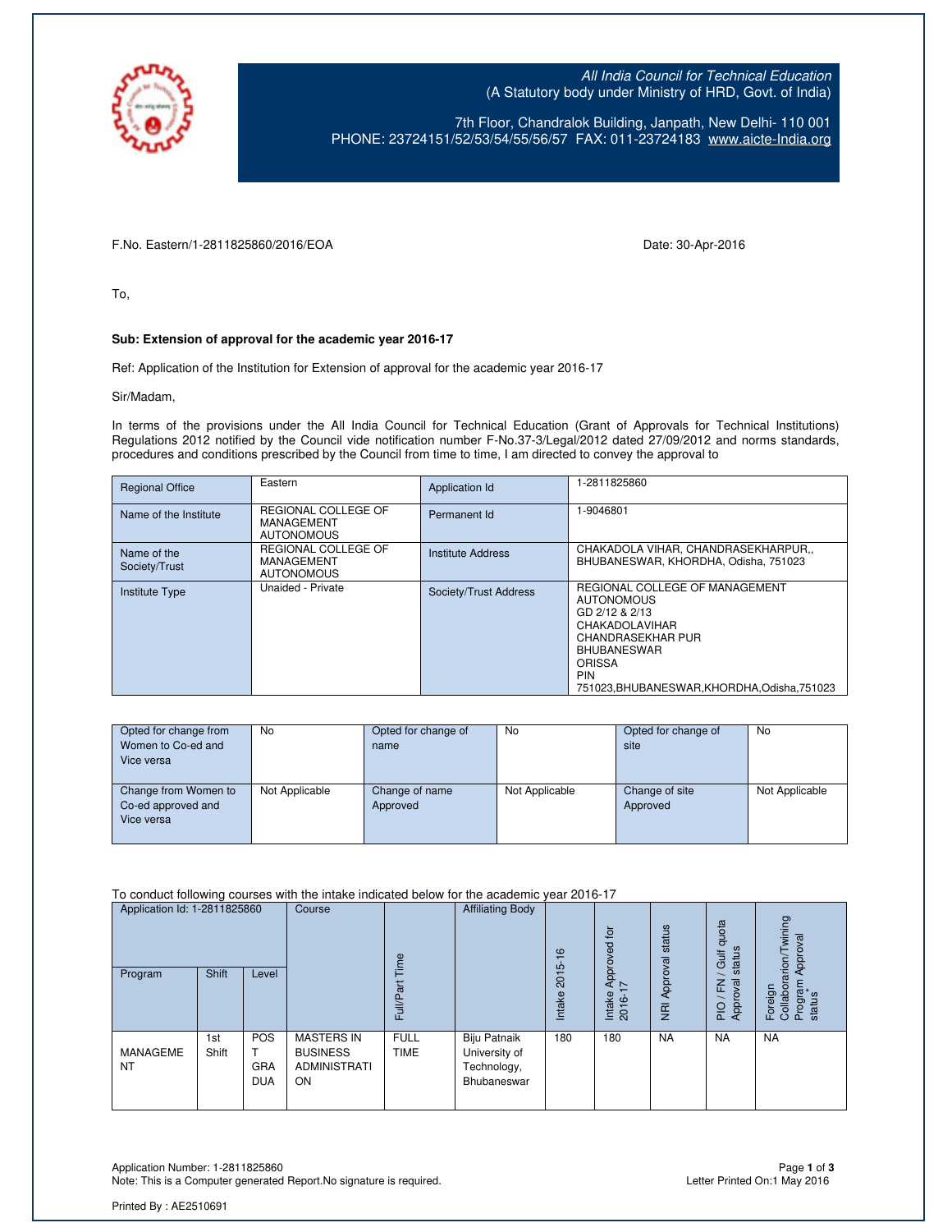All India Council for Technical Education
(A Statutory body under Ministry of HRD, Govt. of India)

7th Floor, Chandralok Building, Janpath, New Delhi- 110 001
PHONE: 23724151/52/53/54/55/56/57 FAX: 011-23724183 www.aicte-India.org

F.No. Eastern/1-2811825860/2016/EOA

Date: 30-Apr-2016

To,

**Sub: Extension of approval for the academic year 2016-17**

Ref: Application of the Institution for Extension of approval for the academic year 2016-17

Sir/Madam,

In terms of the provisions under the All India Council for Technical Education (Grant of Approvals for Technical Institutions) Regulations 2012 notified by the Council vide notification number F-No.37-3/Legal/2012 dated 27/09/2012 and norms standards, procedures and conditions prescribed by the Council from time to time, I am directed to convey the approval to

| | | | |
|---|---|---|---|
| Regional Office | Eastern | Application Id | 1-2811825860 |
| Name of the Institute | REGIONAL COLLEGE OF MANAGEMENT AUTONOMOUS | Permanent Id | 1-9046801 |
| Name of the Society/Trust | REGIONAL COLLEGE OF MANAGEMENT AUTONOMOUS | Institute Address | CHAKADOLA VIHAR, CHANDRASEKHARPUR,, BHUBANESWAR, KHORDHA, Odisha, 751023 |
| Institute Type | Unaided - Private | Society/Trust Address | REGIONAL COLLEGE OF MANAGEMENT AUTONOMOUS GD 2/12 & 2/13 CHAKADOLAVIHAR CHANDRASEKHAR PUR BHUBANESWAR ORISSA PIN 751023,BHUBANESWAR,KHORDHA,Odisha,751023 |

| | | | | | |
|---|---|---|---|---|---|
| Opted for change from Women to Co-ed and Vice versa | No | Opted for change of name | No | Opted for change of site | No |
| Change from Women to Co-ed approved and Vice versa | Not Applicable | Change of name Approved | Not Applicable | Change of site Approved | Not Applicable |

To conduct following courses with the intake indicated below for the academic year 2016-17

| Application Id: 1-2811825860 | | | Course | Full/Part Time | Affiliating Body | Intake 2015-16 | Intake Approved for 2016-17 | NRI Approval status | PIO / FN / Gulf quota Approval status | Foreign Collaboration/Twining Program Approval status* |
|---|---|---|---|---|---|---|---|---|---|---|
| Program | Shift | Level | | | | | | | | |
| MANAGEMENT | 1st Shift | POST GRADUATE | MASTERS IN BUSINESS ADMINISTRATION | FULL TIME | Biju Patnaik University of Technology, Bhubaneswar | 180 | 180 | NA | NA | NA |

Application Number: 1-2811825860
Note: This is a Computer generated Report.No signature is required.

Letter Printed On:1 May 2016

Printed By : AE2510691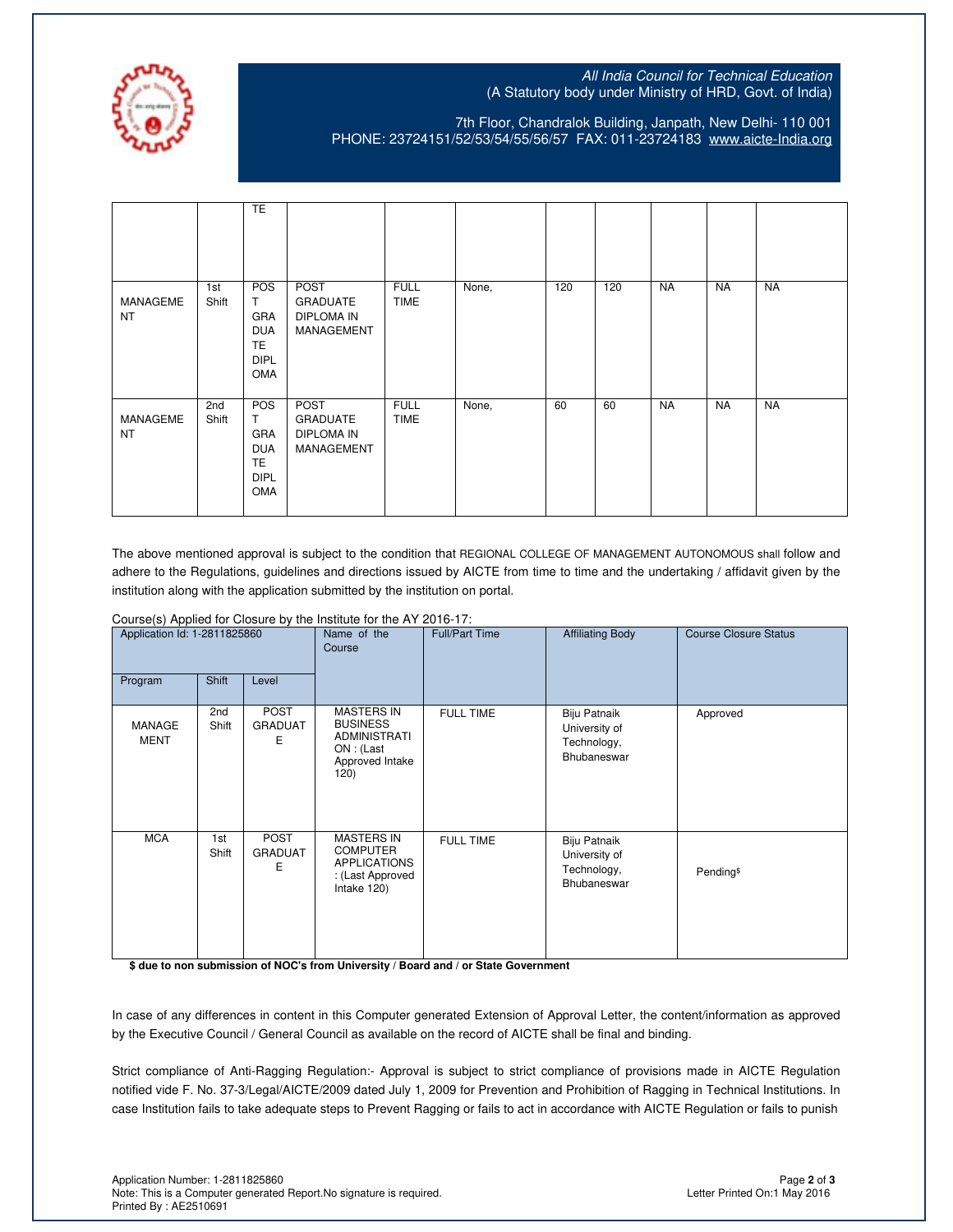| | | TE | | | | | | | | |
|---|---|---|---|---|---|---|---|---|---|---|
| MANAGEMENT | 1st Shift | POST GRADUATE DIPLOMA | POST GRADUATE DIPLOMA IN MANAGEMENT | FULL TIME | None, | 120 | 120 | NA | NA | NA |
| MANAGEMENT | 2nd Shift | POST GRADUATE DIPLOMA | POST GRADUATE DIPLOMA IN MANAGEMENT | FULL TIME | None, | 60 | 60 | NA | NA | NA |

The above mentioned approval is subject to the condition that REGIONAL COLLEGE OF MANAGEMENT AUTONOMOUS shall follow and adhere to the Regulations, guidelines and directions issued by AICTE from time to time and the undertaking / affidavit given by the institution along with the application submitted by the institution on portal.

Course(s) Applied for Closure by the Institute for the AY 2016-17:

| Application Id: 1-2811825860 | | | Name of the Course | Full/Part Time | Affiliating Body | Course Closure Status |
|---|---|---|---|---|---|---|
| Program | Shift | Level | | | | |
| MANAGEMENT | 2nd Shift | POST GRADUATE | MASTERS IN BUSINESS ADMINISTRATION : (Last Approved Intake 120) | FULL TIME | Biju Patnaik University of Technology, Bhubaneswar | Approved |
| MCA | 1st Shift | POST GRADUATE | MASTERS IN COMPUTER APPLICATIONS : (Last Approved Intake 120) | FULL TIME | Biju Patnaik University of Technology, Bhubaneswar | Pending$ |

**$ due to non submission of NOC's from University / Board and / or State Government**

In case of any differences in content in this Computer generated Extension of Approval Letter, the content/information as approved by the Executive Council / General Council as available on the record of AICTE shall be final and binding.

Strict compliance of Anti-Ragging Regulation:- Approval is subject to strict compliance of provisions made in AICTE Regulation notified vide F. No. 37-3/Legal/AICTE/2009 dated July 1, 2009 for Prevention and Prohibition of Ragging in Technical Institutions. In case Institution fails to take adequate steps to Prevent Ragging or fails to act in accordance with AICTE Regulation or fails to punish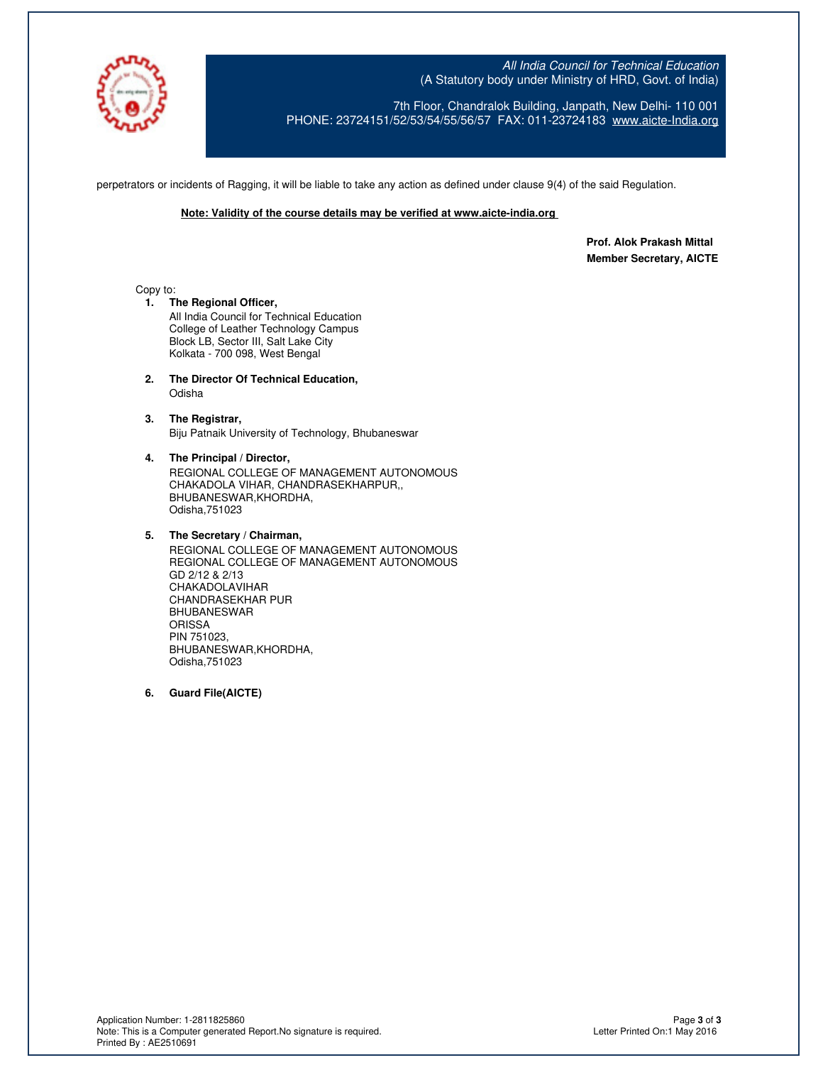perpetrators or incidents of Ragging, it will be liable to take any action as defined under clause 9(4) of the said Regulation.

**Note: Validity of the course details may be verified at www.aicte-india.org**

**Prof. Alok Prakash Mittal**
**Member Secretary, AICTE**

Copy to:

1. **The Regional Officer,**
   All India Council for Technical Education
   College of Leather Technology Campus
   Block LB, Sector III, Salt Lake City
   Kolkata - 700 098, West Bengal

2. **The Director Of Technical Education,**
   Odisha

3. **The Registrar,**
   Biju Patnaik University of Technology, Bhubaneswar

4. **The Principal / Director,**
   REGIONAL COLLEGE OF MANAGEMENT AUTONOMOUS
   CHAKADOLA VIHAR, CHANDRASEKHARPUR,,
   BHUBANESWAR,KHORDHA,
   Odisha,751023

5. **The Secretary / Chairman,**
   REGIONAL COLLEGE OF MANAGEMENT AUTONOMOUS
   REGIONAL COLLEGE OF MANAGEMENT AUTONOMOUS
   GD 2/12 & 2/13
   CHAKADOLAVIHAR
   CHANDRASEKHAR PUR
   BHUBANESWAR
   ORISSA
   PIN 751023,
   BHUBANESWAR,KHORDHA,
   Odisha,751023

6. **Guard File(AICTE)**

Application Number: 1-2811825860
Note: This is a Computer generated Report.No signature is required.
Printed By : AE2510691

Letter Printed On:1 May 2016